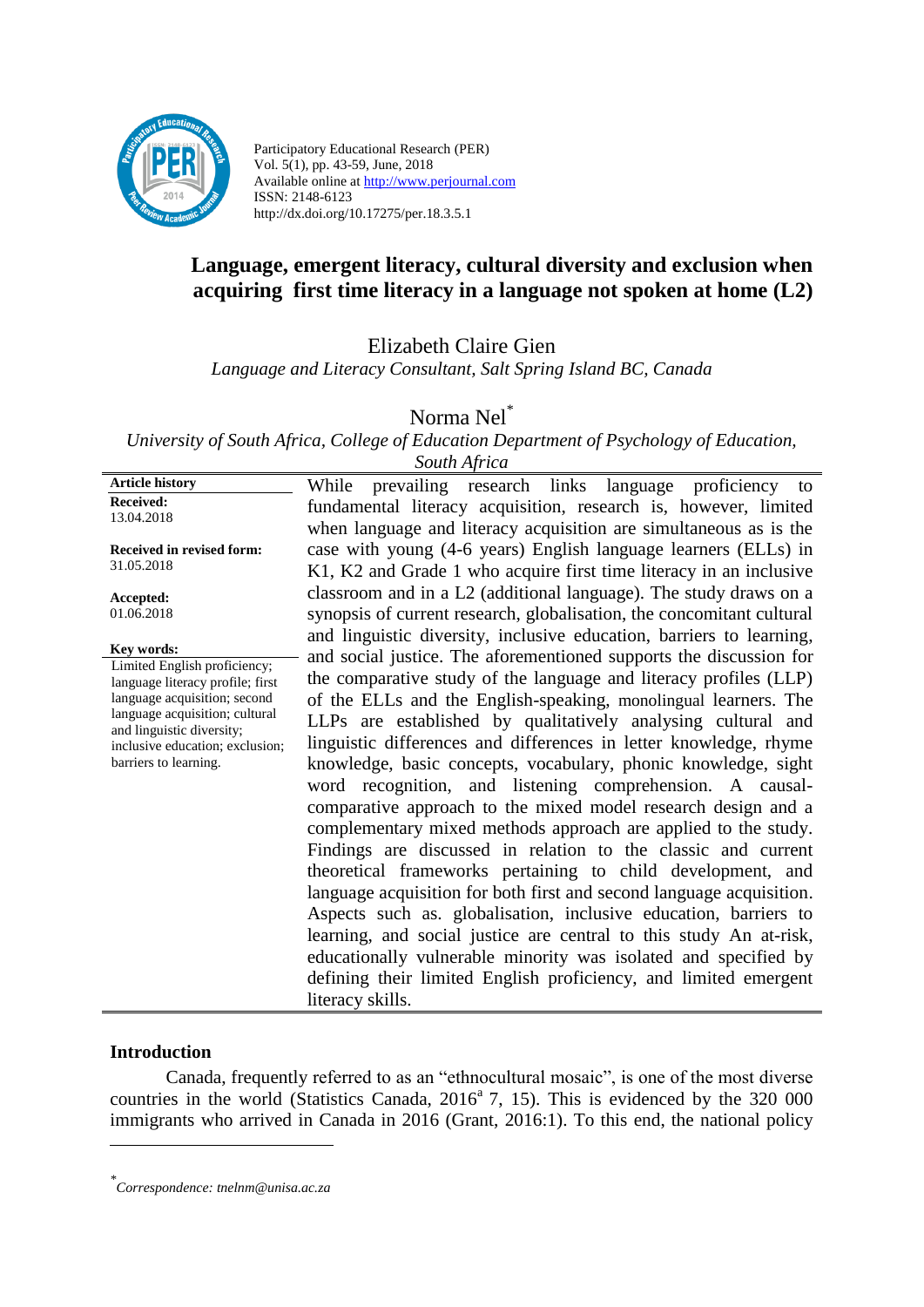Participatory Educational Research (PER)
Vol. 5(1), pp. 43-59, June, 2018
Available online at http://www.perjournal.com
ISSN: 2148-6123
http://dx.doi.org/10.17275/per.18.3.5.1

# Language, emergent literacy, cultural diversity and exclusion when acquiring first time literacy in a language not spoken at home (L2)

Elizabeth Claire Gien

*Language and Literacy Consultant, Salt Spring Island BC, Canada*

Norma Nel*

*University of South Africa, College of Education Department of Psychology of Education, South Africa*

**Article history**

**Received:**
13.04.2018

**Received in revised form:**
31.05.2018

**Accepted:**
01.06.2018

**Key words:**
Limited English proficiency; language literacy profile; first language acquisition; second language acquisition; cultural and linguistic diversity; inclusive education; exclusion; barriers to learning.

While prevailing research links language proficiency to fundamental literacy acquisition, research is, however, limited when language and literacy acquisition are simultaneous as is the case with young (4-6 years) English language learners (ELLs) in K1, K2 and Grade 1 who acquire first time literacy in an inclusive classroom and in a L2 (additional language). The study draws on a synopsis of current research, globalisation, the concomitant cultural and linguistic diversity, inclusive education, barriers to learning, and social justice. The aforementioned supports the discussion for the comparative study of the language and literacy profiles (LLP) of the ELLs and the English-speaking, monolingual learners. The LLPs are established by qualitatively analysing cultural and linguistic differences and differences in letter knowledge, rhyme knowledge, basic concepts, vocabulary, phonic knowledge, sight word recognition, and listening comprehension. A causal-comparative approach to the mixed model research design and a complementary mixed methods approach are applied to the study. Findings are discussed in relation to the classic and current theoretical frameworks pertaining to child development, and language acquisition for both first and second language acquisition. Aspects such as. globalisation, inclusive education, barriers to learning, and social justice are central to this study An at-risk, educationally vulnerable minority was isolated and specified by defining their limited English proficiency, and limited emergent literacy skills.

## Introduction

Canada, frequently referred to as an "ethnocultural mosaic", is one of the most diverse countries in the world (Statistics Canada, 2016[a] 7, 15). This is evidenced by the 320 000 immigrants who arrived in Canada in 2016 (Grant, 2016:1). To this end, the national policy

---

* *Correspondence: tnelnm@unisa.ac.za*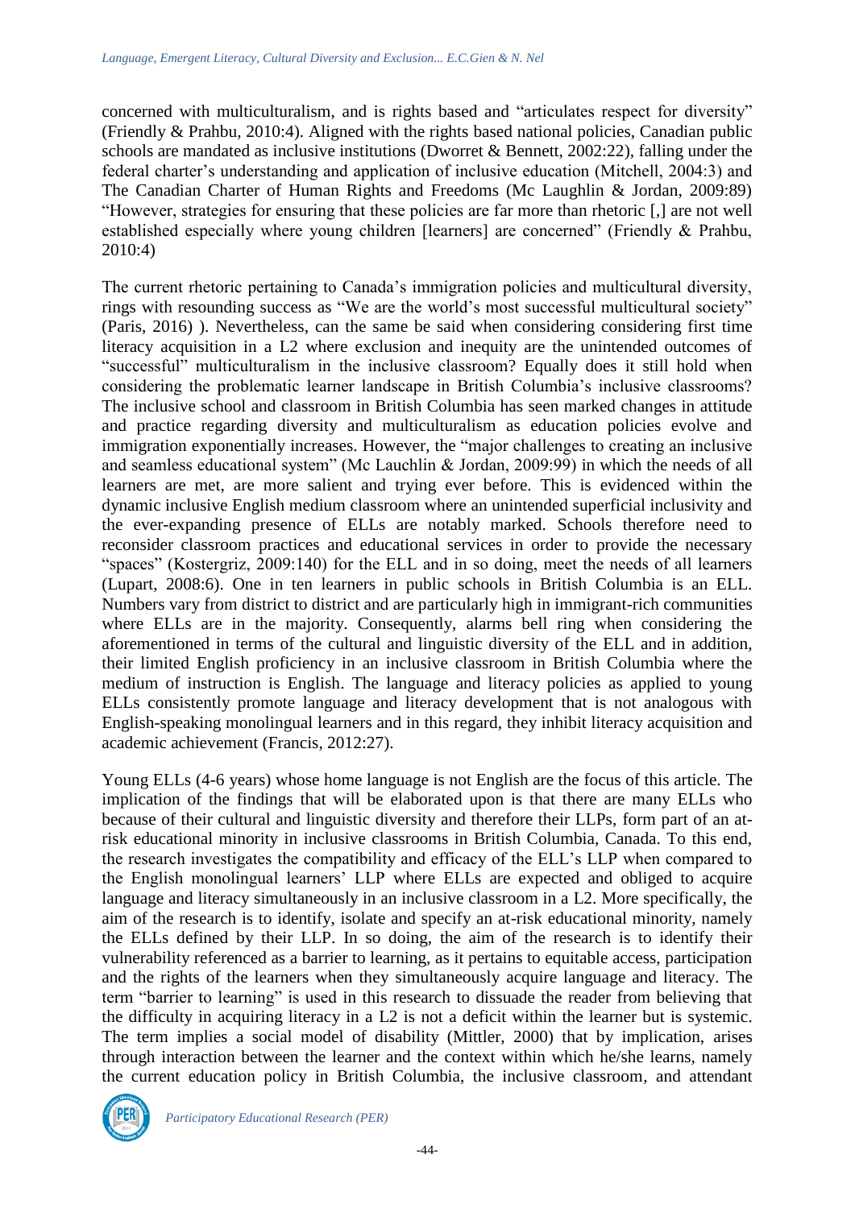concerned with multiculturalism, and is rights based and "articulates respect for diversity" (Friendly & Prahbu, 2010:4). Aligned with the rights based national policies, Canadian public schools are mandated as inclusive institutions (Dworret & Bennett, 2002:22), falling under the federal charter's understanding and application of inclusive education (Mitchell, 2004:3) and The Canadian Charter of Human Rights and Freedoms (Mc Laughlin & Jordan, 2009:89) "However, strategies for ensuring that these policies are far more than rhetoric [,] are not well established especially where young children [learners] are concerned" (Friendly & Prahbu, 2010:4)

The current rhetoric pertaining to Canada's immigration policies and multicultural diversity, rings with resounding success as "We are the world's most successful multicultural society" (Paris, 2016) ). Nevertheless, can the same be said when considering considering first time literacy acquisition in a L2 where exclusion and inequity are the unintended outcomes of "successful" multiculturalism in the inclusive classroom? Equally does it still hold when considering the problematic learner landscape in British Columbia's inclusive classrooms? The inclusive school and classroom in British Columbia has seen marked changes in attitude and practice regarding diversity and multiculturalism as education policies evolve and immigration exponentially increases. However, the "major challenges to creating an inclusive and seamless educational system" (Mc Lauchlin & Jordan, 2009:99) in which the needs of all learners are met, are more salient and trying ever before. This is evidenced within the dynamic inclusive English medium classroom where an unintended superficial inclusivity and the ever-expanding presence of ELLs are notably marked. Schools therefore need to reconsider classroom practices and educational services in order to provide the necessary "spaces" (Kostergriz, 2009:140) for the ELL and in so doing, meet the needs of all learners (Lupart, 2008:6). One in ten learners in public schools in British Columbia is an ELL. Numbers vary from district to district and are particularly high in immigrant-rich communities where ELLs are in the majority. Consequently, alarms bell ring when considering the aforementioned in terms of the cultural and linguistic diversity of the ELL and in addition, their limited English proficiency in an inclusive classroom in British Columbia where the medium of instruction is English. The language and literacy policies as applied to young ELLs consistently promote language and literacy development that is not analogous with English-speaking monolingual learners and in this regard, they inhibit literacy acquisition and academic achievement (Francis, 2012:27).

Young ELLs (4-6 years) whose home language is not English are the focus of this article. The implication of the findings that will be elaborated upon is that there are many ELLs who because of their cultural and linguistic diversity and therefore their LLPs, form part of an at-risk educational minority in inclusive classrooms in British Columbia, Canada. To this end, the research investigates the compatibility and efficacy of the ELL's LLP when compared to the English monolingual learners' LLP where ELLs are expected and obliged to acquire language and literacy simultaneously in an inclusive classroom in a L2. More specifically, the aim of the research is to identify, isolate and specify an at-risk educational minority, namely the ELLs defined by their LLP. In so doing, the aim of the research is to identify their vulnerability referenced as a barrier to learning, as it pertains to equitable access, participation and the rights of the learners when they simultaneously acquire language and literacy. The term "barrier to learning" is used in this research to dissuade the reader from believing that the difficulty in acquiring literacy in a L2 is not a deficit within the learner but is systemic. The term implies a social model of disability (Mittler, 2000) that by implication, arises through interaction between the learner and the context within which he/she learns, namely the current education policy in British Columbia, the inclusive classroom, and attendant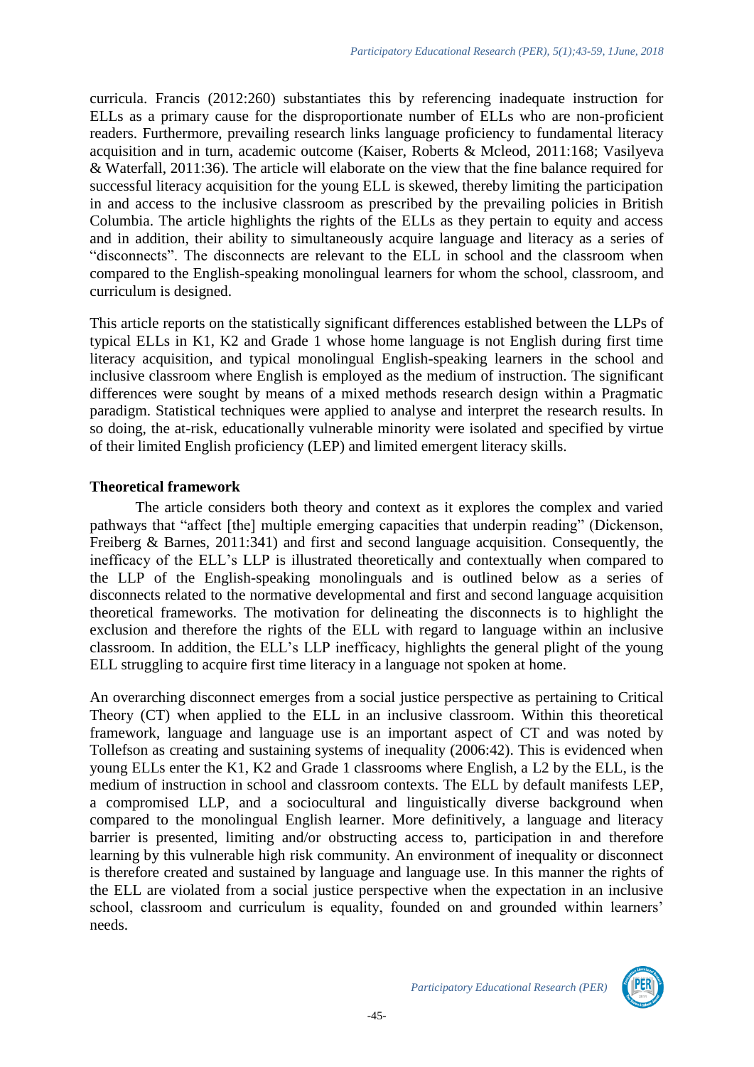curricula. Francis (2012:260) substantiates this by referencing inadequate instruction for ELLs as a primary cause for the disproportionate number of ELLs who are non-proficient readers. Furthermore, prevailing research links language proficiency to fundamental literacy acquisition and in turn, academic outcome (Kaiser, Roberts & Mcleod, 2011:168; Vasilyeva & Waterfall, 2011:36). The article will elaborate on the view that the fine balance required for successful literacy acquisition for the young ELL is skewed, thereby limiting the participation in and access to the inclusive classroom as prescribed by the prevailing policies in British Columbia. The article highlights the rights of the ELLs as they pertain to equity and access and in addition, their ability to simultaneously acquire language and literacy as a series of "disconnects". The disconnects are relevant to the ELL in school and the classroom when compared to the English-speaking monolingual learners for whom the school, classroom, and curriculum is designed.

This article reports on the statistically significant differences established between the LLPs of typical ELLs in K1, K2 and Grade 1 whose home language is not English during first time literacy acquisition, and typical monolingual English-speaking learners in the school and inclusive classroom where English is employed as the medium of instruction. The significant differences were sought by means of a mixed methods research design within a Pragmatic paradigm. Statistical techniques were applied to analyse and interpret the research results. In so doing, the at-risk, educationally vulnerable minority were isolated and specified by virtue of their limited English proficiency (LEP) and limited emergent literacy skills.

## Theoretical framework

The article considers both theory and context as it explores the complex and varied pathways that "affect [the] multiple emerging capacities that underpin reading" (Dickenson, Freiberg & Barnes, 2011:341) and first and second language acquisition. Consequently, the inefficacy of the ELL's LLP is illustrated theoretically and contextually when compared to the LLP of the English-speaking monolinguals and is outlined below as a series of disconnects related to the normative developmental and first and second language acquisition theoretical frameworks. The motivation for delineating the disconnects is to highlight the exclusion and therefore the rights of the ELL with regard to language within an inclusive classroom. In addition, the ELL's LLP inefficacy, highlights the general plight of the young ELL struggling to acquire first time literacy in a language not spoken at home.

An overarching disconnect emerges from a social justice perspective as pertaining to Critical Theory (CT) when applied to the ELL in an inclusive classroom. Within this theoretical framework, language and language use is an important aspect of CT and was noted by Tollefson as creating and sustaining systems of inequality (2006:42). This is evidenced when young ELLs enter the K1, K2 and Grade 1 classrooms where English, a L2 by the ELL, is the medium of instruction in school and classroom contexts. The ELL by default manifests LEP, a compromised LLP, and a sociocultural and linguistically diverse background when compared to the monolingual English learner. More definitively, a language and literacy barrier is presented, limiting and/or obstructing access to, participation in and therefore learning by this vulnerable high risk community. An environment of inequality or disconnect is therefore created and sustained by language and language use. In this manner the rights of the ELL are violated from a social justice perspective when the expectation in an inclusive school, classroom and curriculum is equality, founded on and grounded within learners' needs.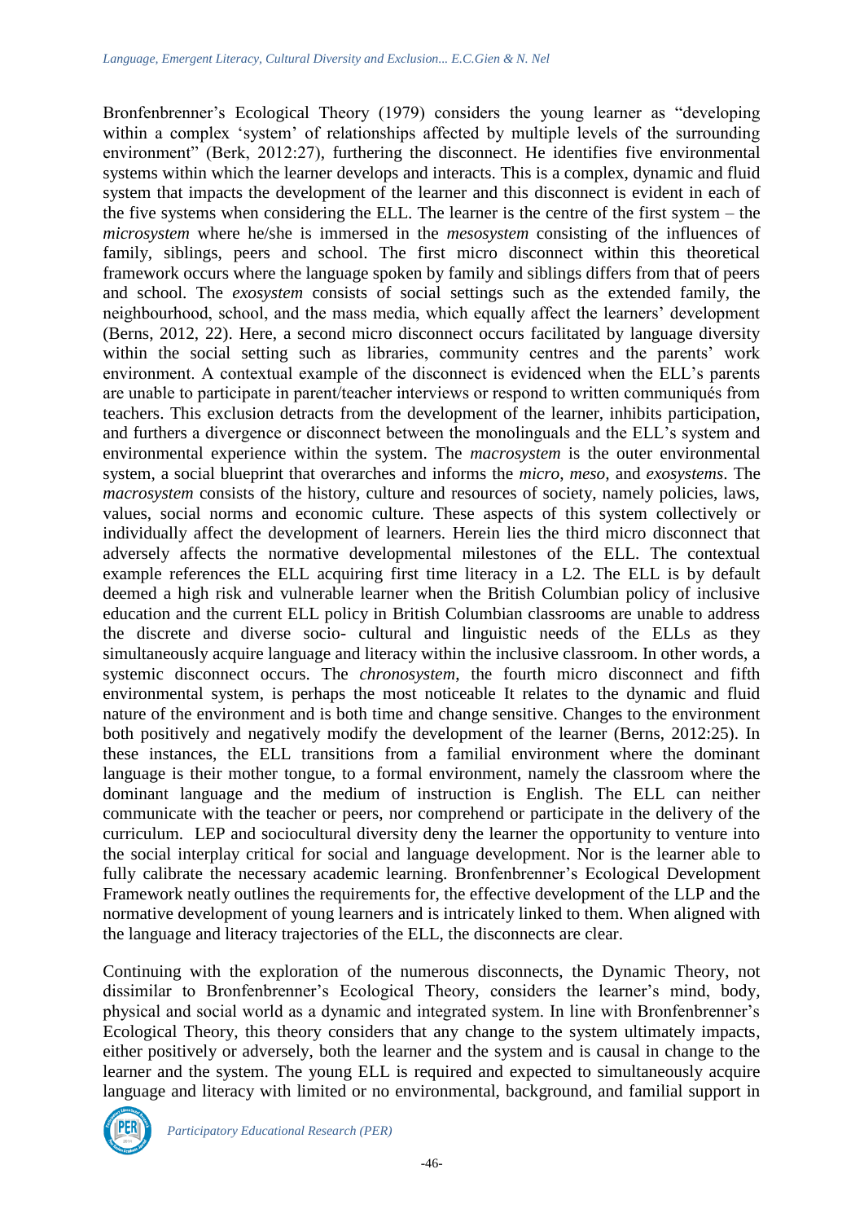Bronfenbrenner's Ecological Theory (1979) considers the young learner as "developing within a complex 'system' of relationships affected by multiple levels of the surrounding environment" (Berk, 2012:27), furthering the disconnect. He identifies five environmental systems within which the learner develops and interacts. This is a complex, dynamic and fluid system that impacts the development of the learner and this disconnect is evident in each of the five systems when considering the ELL. The learner is the centre of the first system – the *microsystem* where he/she is immersed in the *mesosystem* consisting of the influences of family, siblings, peers and school. The first micro disconnect within this theoretical framework occurs where the language spoken by family and siblings differs from that of peers and school. The *exosystem* consists of social settings such as the extended family, the neighbourhood, school, and the mass media, which equally affect the learners' development (Berns, 2012, 22). Here, a second micro disconnect occurs facilitated by language diversity within the social setting such as libraries, community centres and the parents' work environment. A contextual example of the disconnect is evidenced when the ELL's parents are unable to participate in parent/teacher interviews or respond to written communiqués from teachers. This exclusion detracts from the development of the learner, inhibits participation, and furthers a divergence or disconnect between the monolinguals and the ELL's system and environmental experience within the system. The *macrosystem* is the outer environmental system, a social blueprint that overarches and informs the *micro*, *meso*, and *exosystems*. The *macrosystem* consists of the history, culture and resources of society, namely policies, laws, values, social norms and economic culture. These aspects of this system collectively or individually affect the development of learners. Herein lies the third micro disconnect that adversely affects the normative developmental milestones of the ELL. The contextual example references the ELL acquiring first time literacy in a L2. The ELL is by default deemed a high risk and vulnerable learner when the British Columbian policy of inclusive education and the current ELL policy in British Columbian classrooms are unable to address the discrete and diverse socio- cultural and linguistic needs of the ELLs as they simultaneously acquire language and literacy within the inclusive classroom. In other words, a systemic disconnect occurs. The *chronosystem*, the fourth micro disconnect and fifth environmental system, is perhaps the most noticeable It relates to the dynamic and fluid nature of the environment and is both time and change sensitive. Changes to the environment both positively and negatively modify the development of the learner (Berns, 2012:25). In these instances, the ELL transitions from a familial environment where the dominant language is their mother tongue, to a formal environment, namely the classroom where the dominant language and the medium of instruction is English. The ELL can neither communicate with the teacher or peers, nor comprehend or participate in the delivery of the curriculum. LEP and sociocultural diversity deny the learner the opportunity to venture into the social interplay critical for social and language development. Nor is the learner able to fully calibrate the necessary academic learning. Bronfenbrenner's Ecological Development Framework neatly outlines the requirements for, the effective development of the LLP and the normative development of young learners and is intricately linked to them. When aligned with the language and literacy trajectories of the ELL, the disconnects are clear.

Continuing with the exploration of the numerous disconnects, the Dynamic Theory, not dissimilar to Bronfenbrenner's Ecological Theory, considers the learner's mind, body, physical and social world as a dynamic and integrated system. In line with Bronfenbrenner's Ecological Theory, this theory considers that any change to the system ultimately impacts, either positively or adversely, both the learner and the system and is causal in change to the learner and the system. The young ELL is required and expected to simultaneously acquire language and literacy with limited or no environmental, background, and familial support in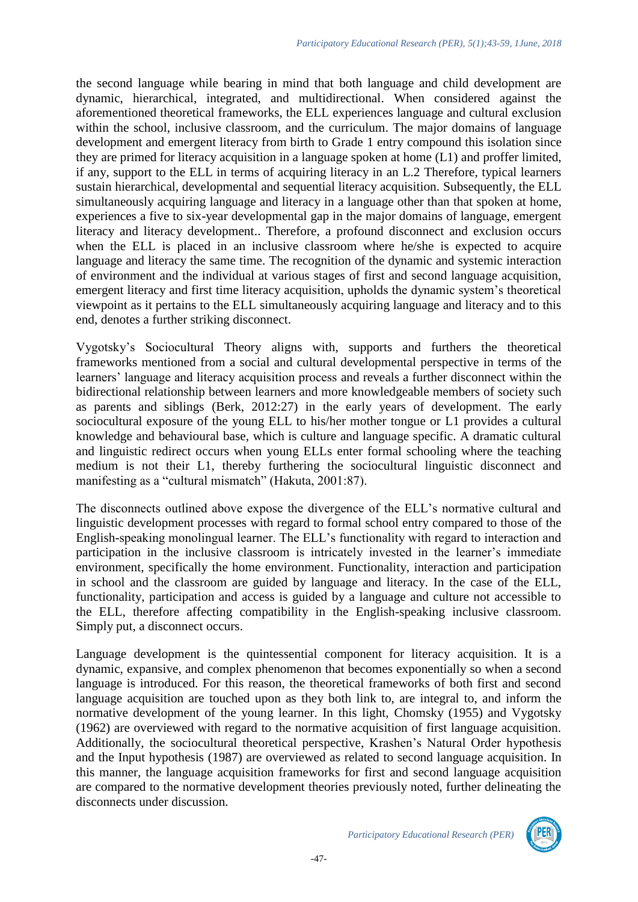the second language while bearing in mind that both language and child development are dynamic, hierarchical, integrated, and multidirectional. When considered against the aforementioned theoretical frameworks, the ELL experiences language and cultural exclusion within the school, inclusive classroom, and the curriculum. The major domains of language development and emergent literacy from birth to Grade 1 entry compound this isolation since they are primed for literacy acquisition in a language spoken at home (L1) and proffer limited, if any, support to the ELL in terms of acquiring literacy in an L.2 Therefore, typical learners sustain hierarchical, developmental and sequential literacy acquisition. Subsequently, the ELL simultaneously acquiring language and literacy in a language other than that spoken at home, experiences a five to six-year developmental gap in the major domains of language, emergent literacy and literacy development.. Therefore, a profound disconnect and exclusion occurs when the ELL is placed in an inclusive classroom where he/she is expected to acquire language and literacy the same time. The recognition of the dynamic and systemic interaction of environment and the individual at various stages of first and second language acquisition, emergent literacy and first time literacy acquisition, upholds the dynamic system's theoretical viewpoint as it pertains to the ELL simultaneously acquiring language and literacy and to this end, denotes a further striking disconnect.

Vygotsky's Sociocultural Theory aligns with, supports and furthers the theoretical frameworks mentioned from a social and cultural developmental perspective in terms of the learners' language and literacy acquisition process and reveals a further disconnect within the bidirectional relationship between learners and more knowledgeable members of society such as parents and siblings (Berk, 2012:27) in the early years of development. The early sociocultural exposure of the young ELL to his/her mother tongue or L1 provides a cultural knowledge and behavioural base, which is culture and language specific. A dramatic cultural and linguistic redirect occurs when young ELLs enter formal schooling where the teaching medium is not their L1, thereby furthering the sociocultural linguistic disconnect and manifesting as a "cultural mismatch" (Hakuta, 2001:87).

The disconnects outlined above expose the divergence of the ELL's normative cultural and linguistic development processes with regard to formal school entry compared to those of the English-speaking monolingual learner. The ELL's functionality with regard to interaction and participation in the inclusive classroom is intricately invested in the learner's immediate environment, specifically the home environment. Functionality, interaction and participation in school and the classroom are guided by language and literacy. In the case of the ELL, functionality, participation and access is guided by a language and culture not accessible to the ELL, therefore affecting compatibility in the English-speaking inclusive classroom. Simply put, a disconnect occurs.

Language development is the quintessential component for literacy acquisition. It is a dynamic, expansive, and complex phenomenon that becomes exponentially so when a second language is introduced. For this reason, the theoretical frameworks of both first and second language acquisition are touched upon as they both link to, are integral to, and inform the normative development of the young learner. In this light, Chomsky (1955) and Vygotsky (1962) are overviewed with regard to the normative acquisition of first language acquisition. Additionally, the sociocultural theoretical perspective, Krashen's Natural Order hypothesis and the Input hypothesis (1987) are overviewed as related to second language acquisition. In this manner, the language acquisition frameworks for first and second language acquisition are compared to the normative development theories previously noted, further delineating the disconnects under discussion.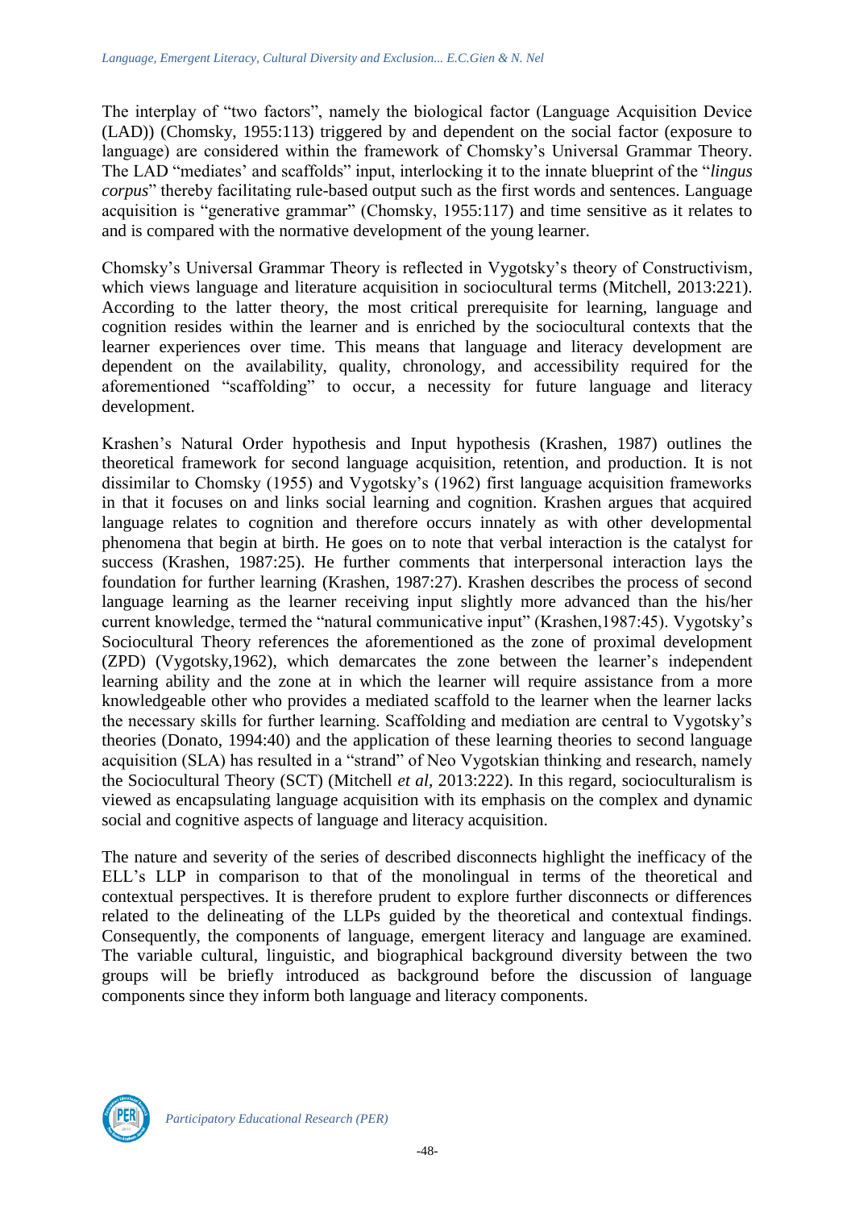The interplay of "two factors", namely the biological factor (Language Acquisition Device (LAD)) (Chomsky, 1955:113) triggered by and dependent on the social factor (exposure to language) are considered within the framework of Chomsky's Universal Grammar Theory. The LAD "mediates' and scaffolds" input, interlocking it to the innate blueprint of the "*lingus corpus*" thereby facilitating rule-based output such as the first words and sentences. Language acquisition is "generative grammar" (Chomsky, 1955:117) and time sensitive as it relates to and is compared with the normative development of the young learner.

Chomsky's Universal Grammar Theory is reflected in Vygotsky's theory of Constructivism, which views language and literature acquisition in sociocultural terms (Mitchell, 2013:221). According to the latter theory, the most critical prerequisite for learning, language and cognition resides within the learner and is enriched by the sociocultural contexts that the learner experiences over time. This means that language and literacy development are dependent on the availability, quality, chronology, and accessibility required for the aforementioned "scaffolding" to occur, a necessity for future language and literacy development.

Krashen's Natural Order hypothesis and Input hypothesis (Krashen, 1987) outlines the theoretical framework for second language acquisition, retention, and production. It is not dissimilar to Chomsky (1955) and Vygotsky's (1962) first language acquisition frameworks in that it focuses on and links social learning and cognition. Krashen argues that acquired language relates to cognition and therefore occurs innately as with other developmental phenomena that begin at birth. He goes on to note that verbal interaction is the catalyst for success (Krashen, 1987:25). He further comments that interpersonal interaction lays the foundation for further learning (Krashen, 1987:27). Krashen describes the process of second language learning as the learner receiving input slightly more advanced than the his/her current knowledge, termed the "natural communicative input" (Krashen,1987:45). Vygotsky's Sociocultural Theory references the aforementioned as the zone of proximal development (ZPD) (Vygotsky,1962), which demarcates the zone between the learner's independent learning ability and the zone at in which the learner will require assistance from a more knowledgeable other who provides a mediated scaffold to the learner when the learner lacks the necessary skills for further learning. Scaffolding and mediation are central to Vygotsky's theories (Donato, 1994:40) and the application of these learning theories to second language acquisition (SLA) has resulted in a "strand" of Neo Vygotskian thinking and research, namely the Sociocultural Theory (SCT) (Mitchell *et al*, 2013:222). In this regard, socioculturalism is viewed as encapsulating language acquisition with its emphasis on the complex and dynamic social and cognitive aspects of language and literacy acquisition.

The nature and severity of the series of described disconnects highlight the inefficacy of the ELL's LLP in comparison to that of the monolingual in terms of the theoretical and contextual perspectives. It is therefore prudent to explore further disconnects or differences related to the delineating of the LLPs guided by the theoretical and contextual findings. Consequently, the components of language, emergent literacy and language are examined. The variable cultural, linguistic, and biographical background diversity between the two groups will be briefly introduced as background before the discussion of language components since they inform both language and literacy components.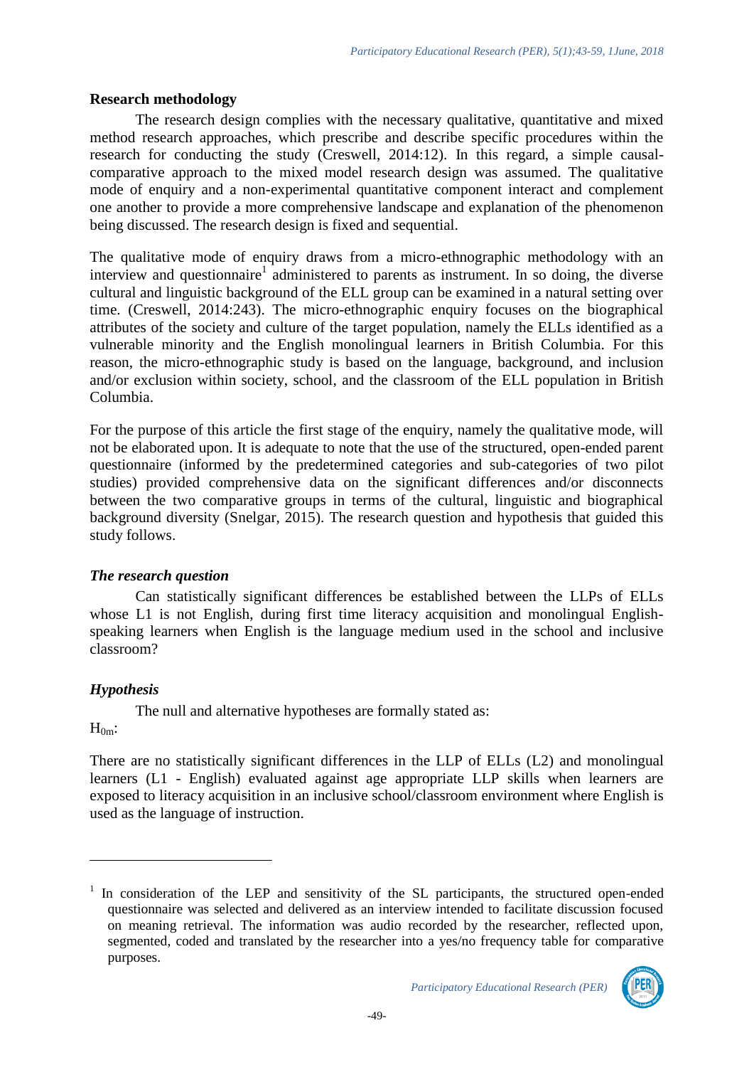## Research methodology

The research design complies with the necessary qualitative, quantitative and mixed method research approaches, which prescribe and describe specific procedures within the research for conducting the study (Creswell, 2014:12). In this regard, a simple causal-comparative approach to the mixed model research design was assumed. The qualitative mode of enquiry and a non-experimental quantitative component interact and complement one another to provide a more comprehensive landscape and explanation of the phenomenon being discussed. The research design is fixed and sequential.

The qualitative mode of enquiry draws from a micro-ethnographic methodology with an interview and questionnaire[1] administered to parents as instrument. In so doing, the diverse cultural and linguistic background of the ELL group can be examined in a natural setting over time. (Creswell, 2014:243). The micro-ethnographic enquiry focuses on the biographical attributes of the society and culture of the target population, namely the ELLs identified as a vulnerable minority and the English monolingual learners in British Columbia. For this reason, the micro-ethnographic study is based on the language, background, and inclusion and/or exclusion within society, school, and the classroom of the ELL population in British Columbia.

For the purpose of this article the first stage of the enquiry, namely the qualitative mode, will not be elaborated upon. It is adequate to note that the use of the structured, open-ended parent questionnaire (informed by the predetermined categories and sub-categories of two pilot studies) provided comprehensive data on the significant differences and/or disconnects between the two comparative groups in terms of the cultural, linguistic and biographical background diversity (Snelgar, 2015). The research question and hypothesis that guided this study follows.

### *The research question*

Can statistically significant differences be established between the LLPs of ELLs whose L1 is not English, during first time literacy acquisition and monolingual English-speaking learners when English is the language medium used in the school and inclusive classroom?

### *Hypothesis*

The null and alternative hypotheses are formally stated as:

$H_{0m}$:

There are no statistically significant differences in the LLP of ELLs (L2) and monolingual learners (L1 - English) evaluated against age appropriate LLP skills when learners are exposed to literacy acquisition in an inclusive school/classroom environment where English is used as the language of instruction.

---

[1] In consideration of the LEP and sensitivity of the SL participants, the structured open-ended questionnaire was selected and delivered as an interview intended to facilitate discussion focused on meaning retrieval. The information was audio recorded by the researcher, reflected upon, segmented, coded and translated by the researcher into a yes/no frequency table for comparative purposes.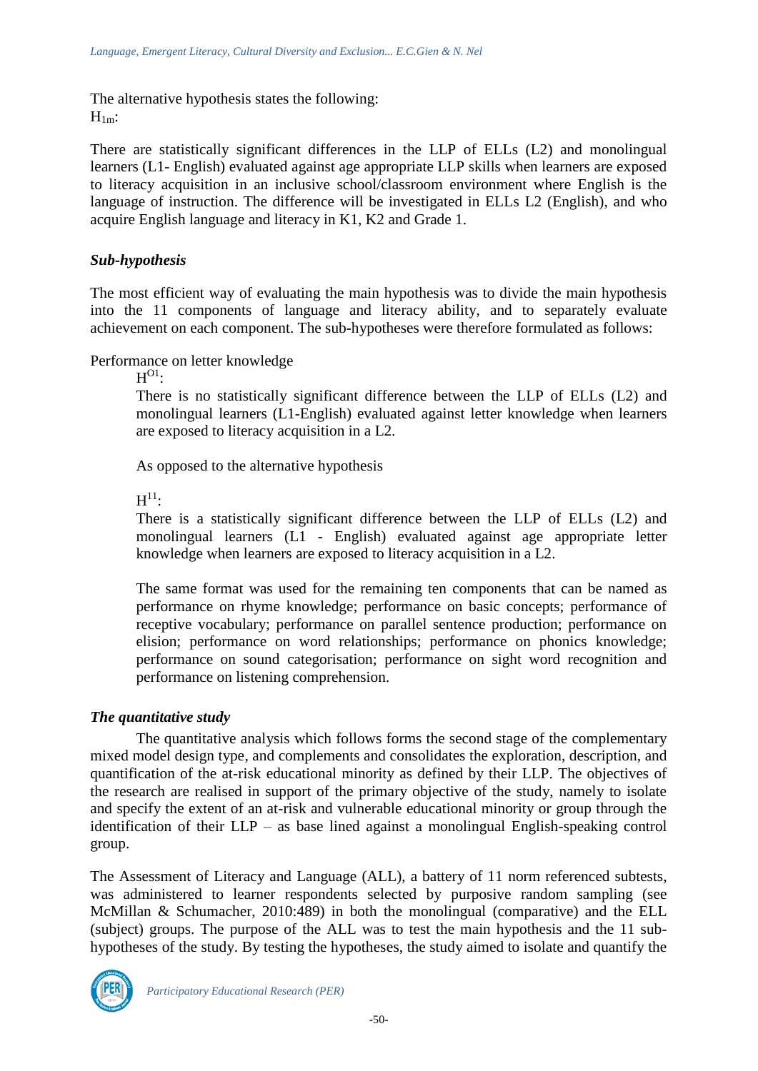The alternative hypothesis states the following:
$H_{1m}$:

There are statistically significant differences in the LLP of ELLs (L2) and monolingual learners (L1- English) evaluated against age appropriate LLP skills when learners are exposed to literacy acquisition in an inclusive school/classroom environment where English is the language of instruction. The difference will be investigated in ELLs L2 (English), and who acquire English language and literacy in K1, K2 and Grade 1.

### *Sub-hypothesis*

The most efficient way of evaluating the main hypothesis was to divide the main hypothesis into the 11 components of language and literacy ability, and to separately evaluate achievement on each component. The sub-hypotheses were therefore formulated as follows:

Performance on letter knowledge

$H^{O1}$:

There is no statistically significant difference between the LLP of ELLs (L2) and monolingual learners (L1-English) evaluated against letter knowledge when learners are exposed to literacy acquisition in a L2.

As opposed to the alternative hypothesis

$H^{11}$:

There is a statistically significant difference between the LLP of ELLs (L2) and monolingual learners (L1 - English) evaluated against age appropriate letter knowledge when learners are exposed to literacy acquisition in a L2.

The same format was used for the remaining ten components that can be named as performance on rhyme knowledge; performance on basic concepts; performance of receptive vocabulary; performance on parallel sentence production; performance on elision; performance on word relationships; performance on phonics knowledge; performance on sound categorisation; performance on sight word recognition and performance on listening comprehension.

### *The quantitative study*

The quantitative analysis which follows forms the second stage of the complementary mixed model design type, and complements and consolidates the exploration, description, and quantification of the at-risk educational minority as defined by their LLP. The objectives of the research are realised in support of the primary objective of the study, namely to isolate and specify the extent of an at-risk and vulnerable educational minority or group through the identification of their LLP – as base lined against a monolingual English-speaking control group.

The Assessment of Literacy and Language (ALL), a battery of 11 norm referenced subtests, was administered to learner respondents selected by purposive random sampling (see McMillan & Schumacher, 2010:489) in both the monolingual (comparative) and the ELL (subject) groups. The purpose of the ALL was to test the main hypothesis and the 11 sub-hypotheses of the study. By testing the hypotheses, the study aimed to isolate and quantify the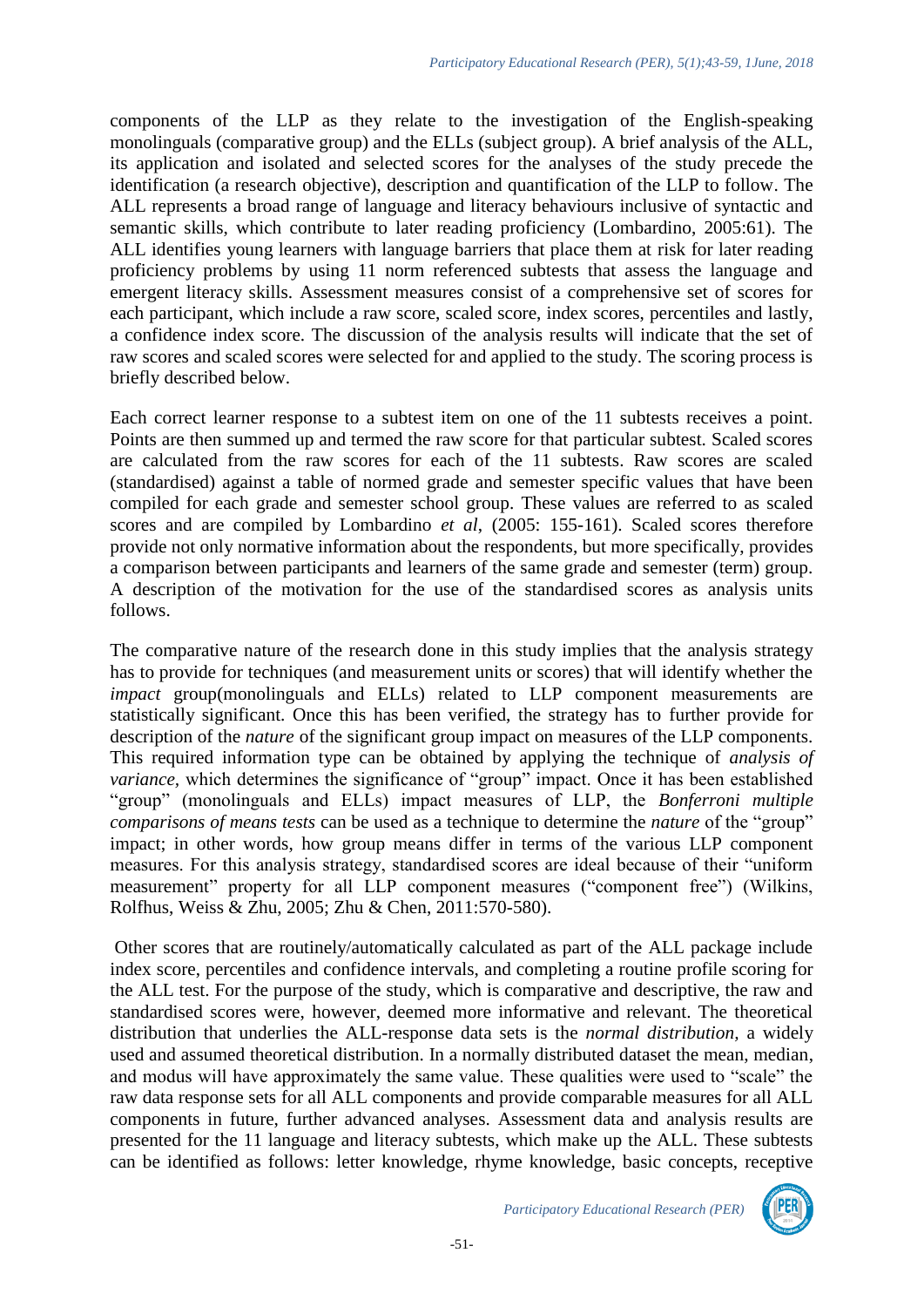components of the LLP as they relate to the investigation of the English-speaking monolinguals (comparative group) and the ELLs (subject group). A brief analysis of the ALL, its application and isolated and selected scores for the analyses of the study precede the identification (a research objective), description and quantification of the LLP to follow. The ALL represents a broad range of language and literacy behaviours inclusive of syntactic and semantic skills, which contribute to later reading proficiency (Lombardino, 2005:61). The ALL identifies young learners with language barriers that place them at risk for later reading proficiency problems by using 11 norm referenced subtests that assess the language and emergent literacy skills. Assessment measures consist of a comprehensive set of scores for each participant, which include a raw score, scaled score, index scores, percentiles and lastly, a confidence index score. The discussion of the analysis results will indicate that the set of raw scores and scaled scores were selected for and applied to the study. The scoring process is briefly described below.

Each correct learner response to a subtest item on one of the 11 subtests receives a point. Points are then summed up and termed the raw score for that particular subtest. Scaled scores are calculated from the raw scores for each of the 11 subtests. Raw scores are scaled (standardised) against a table of normed grade and semester specific values that have been compiled for each grade and semester school group. These values are referred to as scaled scores and are compiled by Lombardino *et al*, (2005: 155-161). Scaled scores therefore provide not only normative information about the respondents, but more specifically, provides a comparison between participants and learners of the same grade and semester (term) group. A description of the motivation for the use of the standardised scores as analysis units follows.

The comparative nature of the research done in this study implies that the analysis strategy has to provide for techniques (and measurement units or scores) that will identify whether the *impact* group(monolinguals and ELLs) related to LLP component measurements are statistically significant. Once this has been verified, the strategy has to further provide for description of the *nature* of the significant group impact on measures of the LLP components. This required information type can be obtained by applying the technique of *analysis of variance,* which determines the significance of "group" impact. Once it has been established "group" (monolinguals and ELLs) impact measures of LLP, the *Bonferroni multiple comparisons of means tests* can be used as a technique to determine the *nature* of the "group" impact; in other words, how group means differ in terms of the various LLP component measures. For this analysis strategy, standardised scores are ideal because of their "uniform measurement" property for all LLP component measures ("component free") (Wilkins, Rolfhus, Weiss & Zhu, 2005; Zhu & Chen, 2011:570-580).

Other scores that are routinely/automatically calculated as part of the ALL package include index score, percentiles and confidence intervals, and completing a routine profile scoring for the ALL test. For the purpose of the study, which is comparative and descriptive, the raw and standardised scores were, however, deemed more informative and relevant. The theoretical distribution that underlies the ALL-response data sets is the *normal distribution*, a widely used and assumed theoretical distribution. In a normally distributed dataset the mean, median, and modus will have approximately the same value. These qualities were used to "scale" the raw data response sets for all ALL components and provide comparable measures for all ALL components in future, further advanced analyses. Assessment data and analysis results are presented for the 11 language and literacy subtests, which make up the ALL. These subtests can be identified as follows: letter knowledge, rhyme knowledge, basic concepts, receptive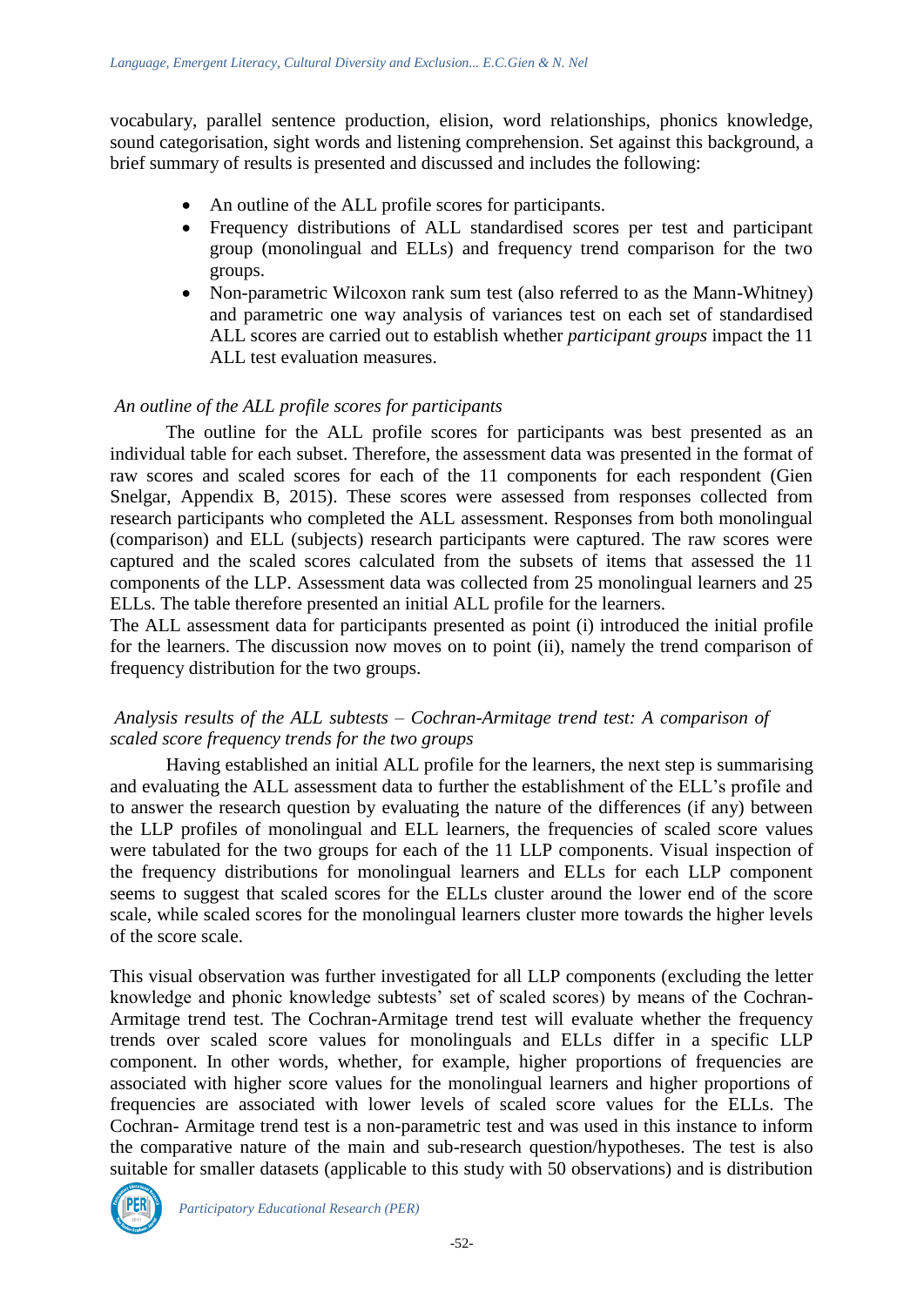vocabulary, parallel sentence production, elision, word relationships, phonics knowledge, sound categorisation, sight words and listening comprehension. Set against this background, a brief summary of results is presented and discussed and includes the following:

- An outline of the ALL profile scores for participants.
- Frequency distributions of ALL standardised scores per test and participant group (monolingual and ELLs) and frequency trend comparison for the two groups.
- Non-parametric Wilcoxon rank sum test (also referred to as the Mann-Whitney) and parametric one way analysis of variances test on each set of standardised ALL scores are carried out to establish whether *participant groups* impact the 11 ALL test evaluation measures.

*An outline of the ALL profile scores for participants*

The outline for the ALL profile scores for participants was best presented as an individual table for each subset. Therefore, the assessment data was presented in the format of raw scores and scaled scores for each of the 11 components for each respondent (Gien Snelgar, Appendix B, 2015). These scores were assessed from responses collected from research participants who completed the ALL assessment. Responses from both monolingual (comparison) and ELL (subjects) research participants were captured. The raw scores were captured and the scaled scores calculated from the subsets of items that assessed the 11 components of the LLP. Assessment data was collected from 25 monolingual learners and 25 ELLs. The table therefore presented an initial ALL profile for the learners.
The ALL assessment data for participants presented as point (i) introduced the initial profile for the learners. The discussion now moves on to point (ii), namely the trend comparison of frequency distribution for the two groups.

*Analysis results of the ALL subtests – Cochran-Armitage trend test: A comparison of scaled score frequency trends for the two groups*

Having established an initial ALL profile for the learners, the next step is summarising and evaluating the ALL assessment data to further the establishment of the ELL's profile and to answer the research question by evaluating the nature of the differences (if any) between the LLP profiles of monolingual and ELL learners, the frequencies of scaled score values were tabulated for the two groups for each of the 11 LLP components. Visual inspection of the frequency distributions for monolingual learners and ELLs for each LLP component seems to suggest that scaled scores for the ELLs cluster around the lower end of the score scale, while scaled scores for the monolingual learners cluster more towards the higher levels of the score scale.

This visual observation was further investigated for all LLP components (excluding the letter knowledge and phonic knowledge subtests' set of scaled scores) by means of the Cochran-Armitage trend test. The Cochran-Armitage trend test will evaluate whether the frequency trends over scaled score values for monolinguals and ELLs differ in a specific LLP component. In other words, whether, for example, higher proportions of frequencies are associated with higher score values for the monolingual learners and higher proportions of frequencies are associated with lower levels of scaled score values for the ELLs. The Cochran- Armitage trend test is a non-parametric test and was used in this instance to inform the comparative nature of the main and sub-research question/hypotheses. The test is also suitable for smaller datasets (applicable to this study with 50 observations) and is distribution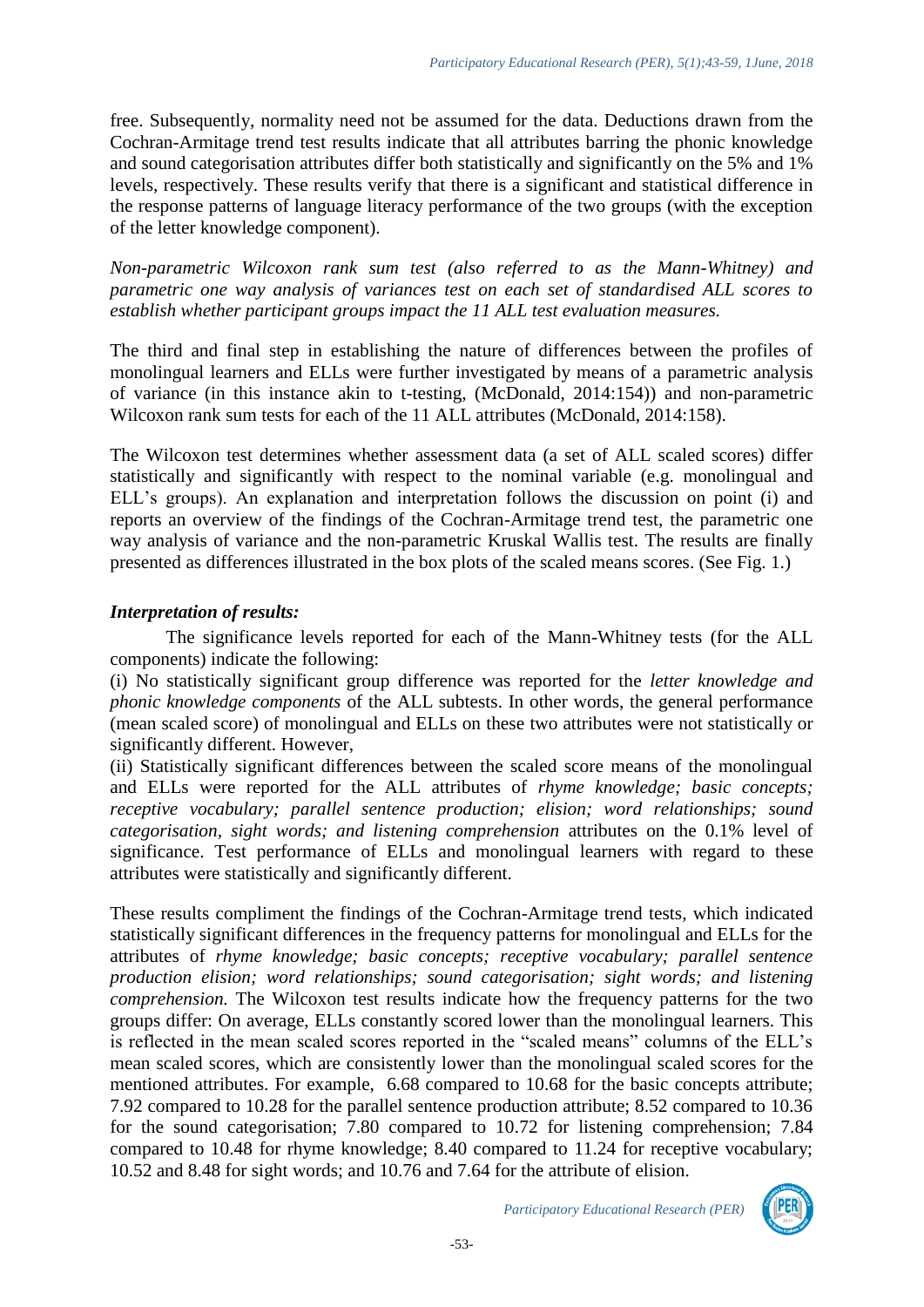free. Subsequently, normality need not be assumed for the data. Deductions drawn from the Cochran-Armitage trend test results indicate that all attributes barring the phonic knowledge and sound categorisation attributes differ both statistically and significantly on the 5% and 1% levels, respectively. These results verify that there is a significant and statistical difference in the response patterns of language literacy performance of the two groups (with the exception of the letter knowledge component).

*Non-parametric Wilcoxon rank sum test (also referred to as the Mann-Whitney) and parametric one way analysis of variances test on each set of standardised ALL scores to establish whether participant groups impact the 11 ALL test evaluation measures.*

The third and final step in establishing the nature of differences between the profiles of monolingual learners and ELLs were further investigated by means of a parametric analysis of variance (in this instance akin to t-testing, (McDonald, 2014:154)) and non-parametric Wilcoxon rank sum tests for each of the 11 ALL attributes (McDonald, 2014:158).

The Wilcoxon test determines whether assessment data (a set of ALL scaled scores) differ statistically and significantly with respect to the nominal variable (e.g. monolingual and ELL's groups). An explanation and interpretation follows the discussion on point (i) and reports an overview of the findings of the Cochran-Armitage trend test, the parametric one way analysis of variance and the non-parametric Kruskal Wallis test. The results are finally presented as differences illustrated in the box plots of the scaled means scores. (See Fig. 1.)

***Interpretation of results:***

The significance levels reported for each of the Mann-Whitney tests (for the ALL components) indicate the following:

(i) No statistically significant group difference was reported for the *letter knowledge and phonic knowledge components* of the ALL subtests. In other words, the general performance (mean scaled score) of monolingual and ELLs on these two attributes were not statistically or significantly different. However,

(ii) Statistically significant differences between the scaled score means of the monolingual and ELLs were reported for the ALL attributes of *rhyme knowledge; basic concepts; receptive vocabulary; parallel sentence production; elision; word relationships; sound categorisation, sight words; and listening comprehension* attributes on the 0.1% level of significance. Test performance of ELLs and monolingual learners with regard to these attributes were statistically and significantly different.

These results compliment the findings of the Cochran-Armitage trend tests, which indicated statistically significant differences in the frequency patterns for monolingual and ELLs for the attributes of *rhyme knowledge; basic concepts; receptive vocabulary; parallel sentence production elision; word relationships; sound categorisation; sight words; and listening comprehension.* The Wilcoxon test results indicate how the frequency patterns for the two groups differ: On average, ELLs constantly scored lower than the monolingual learners. This is reflected in the mean scaled scores reported in the "scaled means" columns of the ELL's mean scaled scores, which are consistently lower than the monolingual scaled scores for the mentioned attributes. For example, 6.68 compared to 10.68 for the basic concepts attribute; 7.92 compared to 10.28 for the parallel sentence production attribute; 8.52 compared to 10.36 for the sound categorisation; 7.80 compared to 10.72 for listening comprehension; 7.84 compared to 10.48 for rhyme knowledge; 8.40 compared to 11.24 for receptive vocabulary; 10.52 and 8.48 for sight words; and 10.76 and 7.64 for the attribute of elision.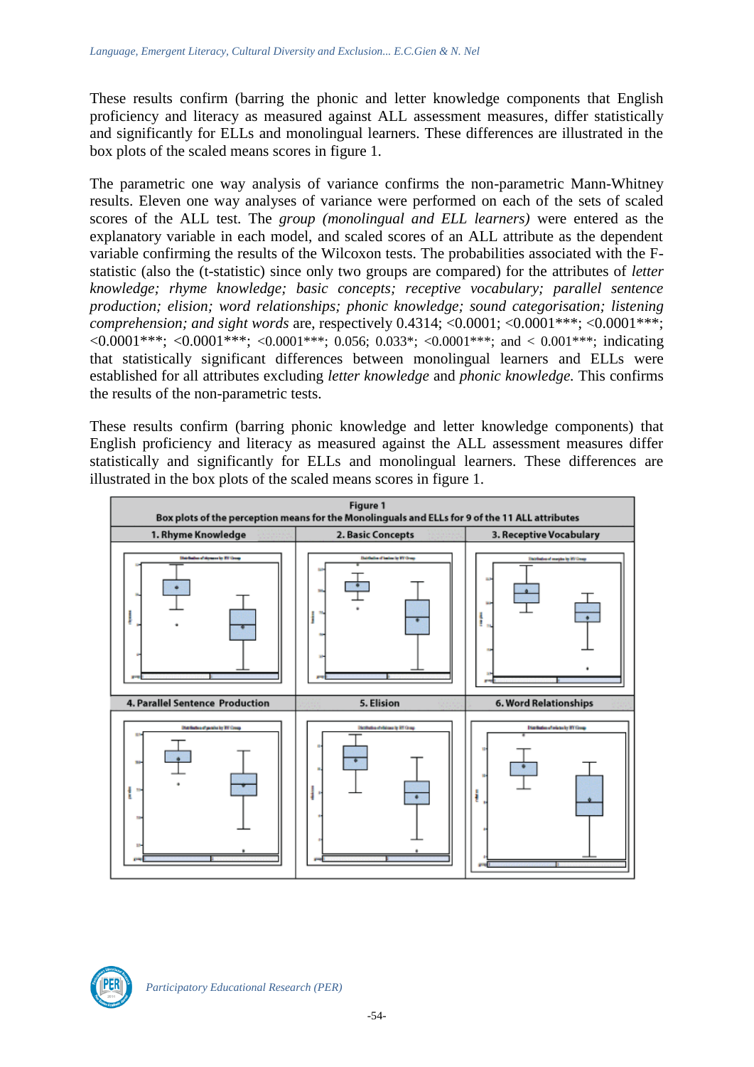These results confirm (barring the phonic and letter knowledge components that English proficiency and literacy as measured against ALL assessment measures, differ statistically and significantly for ELLs and monolingual learners. These differences are illustrated in the box plots of the scaled means scores in figure 1.

The parametric one way analysis of variance confirms the non-parametric Mann-Whitney results. Eleven one way analyses of variance were performed on each of the sets of scaled scores of the ALL test. The *group (monolingual and ELL learners)* were entered as the explanatory variable in each model, and scaled scores of an ALL attribute as the dependent variable confirming the results of the Wilcoxon tests. The probabilities associated with the F-statistic (also the (t-statistic) since only two groups are compared) for the attributes of *letter knowledge; rhyme knowledge; basic concepts; receptive vocabulary; parallel sentence production; elision; word relationships; phonic knowledge; sound categorisation; listening comprehension; and sight words* are, respectively 0.4314; <0.0001; <0.0001***; <0.0001***; <0.0001***; <0.0001***; <0.0001***; 0.056; 0.033*; <0.0001***; and < 0.001***; indicating that statistically significant differences between monolingual learners and ELLs were established for all attributes excluding *letter knowledge* and *phonic knowledge.* This confirms the results of the non-parametric tests.

These results confirm (barring phonic knowledge and letter knowledge components) that English proficiency and literacy as measured against the ALL assessment measures differ statistically and significantly for ELLs and monolingual learners. These differences are illustrated in the box plots of the scaled means scores in figure 1.

**Figure 1**
**Box plots of the perception means for the Monolinguals and ELLs for 9 of the 11 ALL attributes**

| 1. Rhyme Knowledge | 2. Basic Concepts | 3. Receptive Vocabulary |
|---|---|---|
| 4. Parallel Sentence Production | 5. Elision | 6. Word Relationships |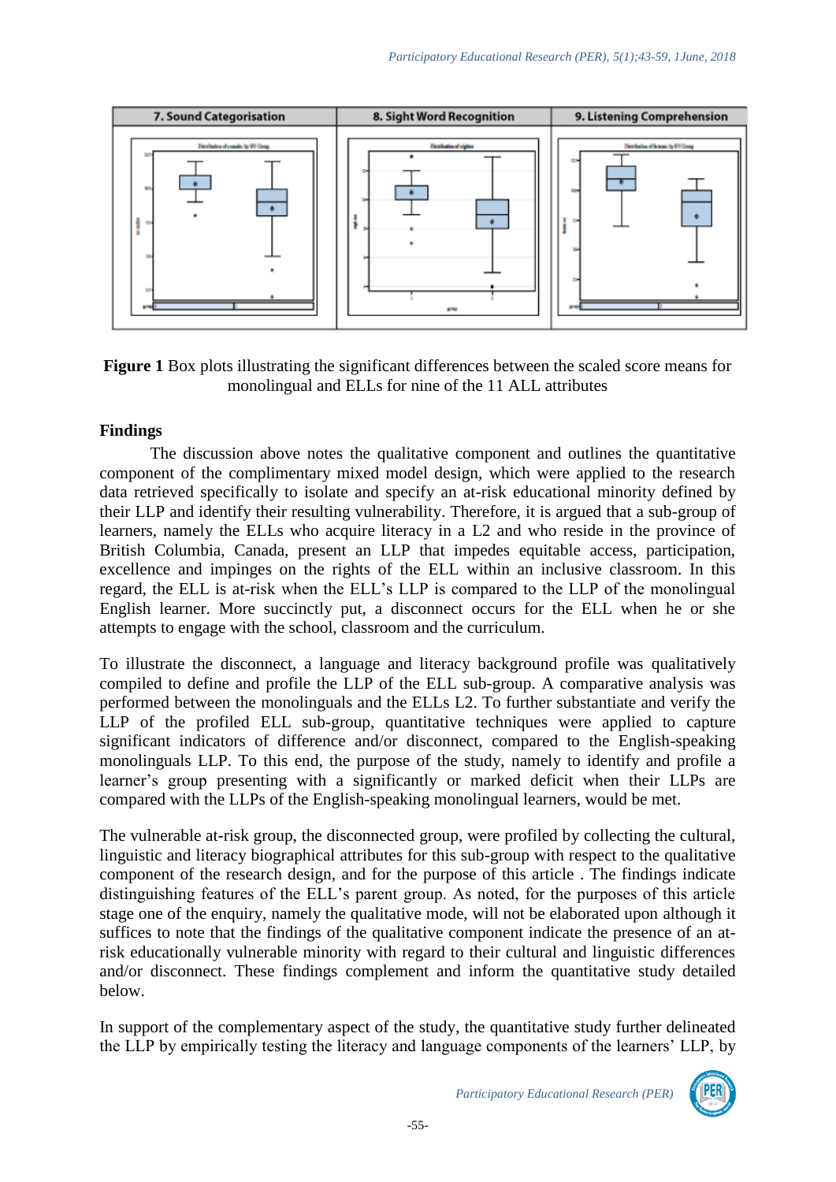| 7. Sound Categorisation | 8. Sight Word Recognition | 9. Listening Comprehension |
|---|---|---|

**Figure 1** Box plots illustrating the significant differences between the scaled score means for monolingual and ELLs for nine of the 11 ALL attributes

### Findings

The discussion above notes the qualitative component and outlines the quantitative component of the complimentary mixed model design, which were applied to the research data retrieved specifically to isolate and specify an at-risk educational minority defined by their LLP and identify their resulting vulnerability. Therefore, it is argued that a sub-group of learners, namely the ELLs who acquire literacy in a L2 and who reside in the province of British Columbia, Canada, present an LLP that impedes equitable access, participation, excellence and impinges on the rights of the ELL within an inclusive classroom. In this regard, the ELL is at-risk when the ELL's LLP is compared to the LLP of the monolingual English learner. More succinctly put, a disconnect occurs for the ELL when he or she attempts to engage with the school, classroom and the curriculum.

To illustrate the disconnect, a language and literacy background profile was qualitatively compiled to define and profile the LLP of the ELL sub-group. A comparative analysis was performed between the monolinguals and the ELLs L2. To further substantiate and verify the LLP of the profiled ELL sub-group, quantitative techniques were applied to capture significant indicators of difference and/or disconnect, compared to the English-speaking monolinguals LLP. To this end, the purpose of the study, namely to identify and profile a learner's group presenting with a significantly or marked deficit when their LLPs are compared with the LLPs of the English-speaking monolingual learners, would be met.

The vulnerable at-risk group, the disconnected group, were profiled by collecting the cultural, linguistic and literacy biographical attributes for this sub-group with respect to the qualitative component of the research design, and for the purpose of this article . The findings indicate distinguishing features of the ELL's parent group. As noted, for the purposes of this article stage one of the enquiry, namely the qualitative mode, will not be elaborated upon although it suffices to note that the findings of the qualitative component indicate the presence of an at-risk educationally vulnerable minority with regard to their cultural and linguistic differences and/or disconnect. These findings complement and inform the quantitative study detailed below.

In support of the complementary aspect of the study, the quantitative study further delineated the LLP by empirically testing the literacy and language components of the learners' LLP, by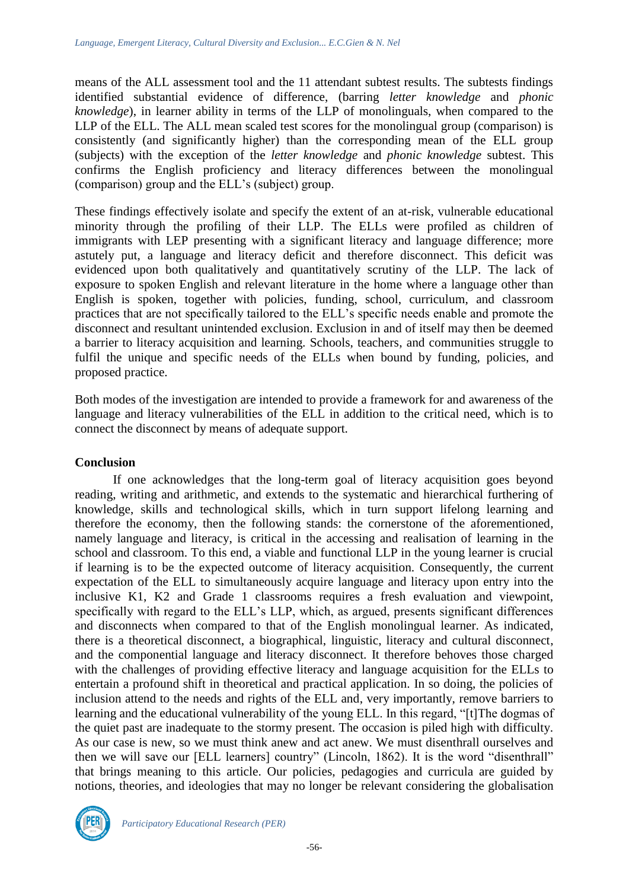means of the ALL assessment tool and the 11 attendant subtest results. The subtests findings identified substantial evidence of difference, (barring *letter knowledge* and *phonic knowledge*), in learner ability in terms of the LLP of monolinguals, when compared to the LLP of the ELL. The ALL mean scaled test scores for the monolingual group (comparison) is consistently (and significantly higher) than the corresponding mean of the ELL group (subjects) with the exception of the *letter knowledge* and *phonic knowledge* subtest. This confirms the English proficiency and literacy differences between the monolingual (comparison) group and the ELL's (subject) group.

These findings effectively isolate and specify the extent of an at-risk, vulnerable educational minority through the profiling of their LLP. The ELLs were profiled as children of immigrants with LEP presenting with a significant literacy and language difference; more astutely put, a language and literacy deficit and therefore disconnect. This deficit was evidenced upon both qualitatively and quantitatively scrutiny of the LLP. The lack of exposure to spoken English and relevant literature in the home where a language other than English is spoken, together with policies, funding, school, curriculum, and classroom practices that are not specifically tailored to the ELL's specific needs enable and promote the disconnect and resultant unintended exclusion. Exclusion in and of itself may then be deemed a barrier to literacy acquisition and learning. Schools, teachers, and communities struggle to fulfil the unique and specific needs of the ELLs when bound by funding, policies, and proposed practice.

Both modes of the investigation are intended to provide a framework for and awareness of the language and literacy vulnerabilities of the ELL in addition to the critical need, which is to connect the disconnect by means of adequate support.

## Conclusion

If one acknowledges that the long-term goal of literacy acquisition goes beyond reading, writing and arithmetic, and extends to the systematic and hierarchical furthering of knowledge, skills and technological skills, which in turn support lifelong learning and therefore the economy, then the following stands: the cornerstone of the aforementioned, namely language and literacy, is critical in the accessing and realisation of learning in the school and classroom. To this end, a viable and functional LLP in the young learner is crucial if learning is to be the expected outcome of literacy acquisition. Consequently, the current expectation of the ELL to simultaneously acquire language and literacy upon entry into the inclusive K1, K2 and Grade 1 classrooms requires a fresh evaluation and viewpoint, specifically with regard to the ELL's LLP, which, as argued, presents significant differences and disconnects when compared to that of the English monolingual learner. As indicated, there is a theoretical disconnect, a biographical, linguistic, literacy and cultural disconnect, and the componential language and literacy disconnect. It therefore behoves those charged with the challenges of providing effective literacy and language acquisition for the ELLs to entertain a profound shift in theoretical and practical application. In so doing, the policies of inclusion attend to the needs and rights of the ELL and, very importantly, remove barriers to learning and the educational vulnerability of the young ELL. In this regard, "[t]The dogmas of the quiet past are inadequate to the stormy present. The occasion is piled high with difficulty. As our case is new, so we must think anew and act anew. We must disenthrall ourselves and then we will save our [ELL learners] country" (Lincoln, 1862). It is the word "disenthrall" that brings meaning to this article. Our policies, pedagogies and curricula are guided by notions, theories, and ideologies that may no longer be relevant considering the globalisation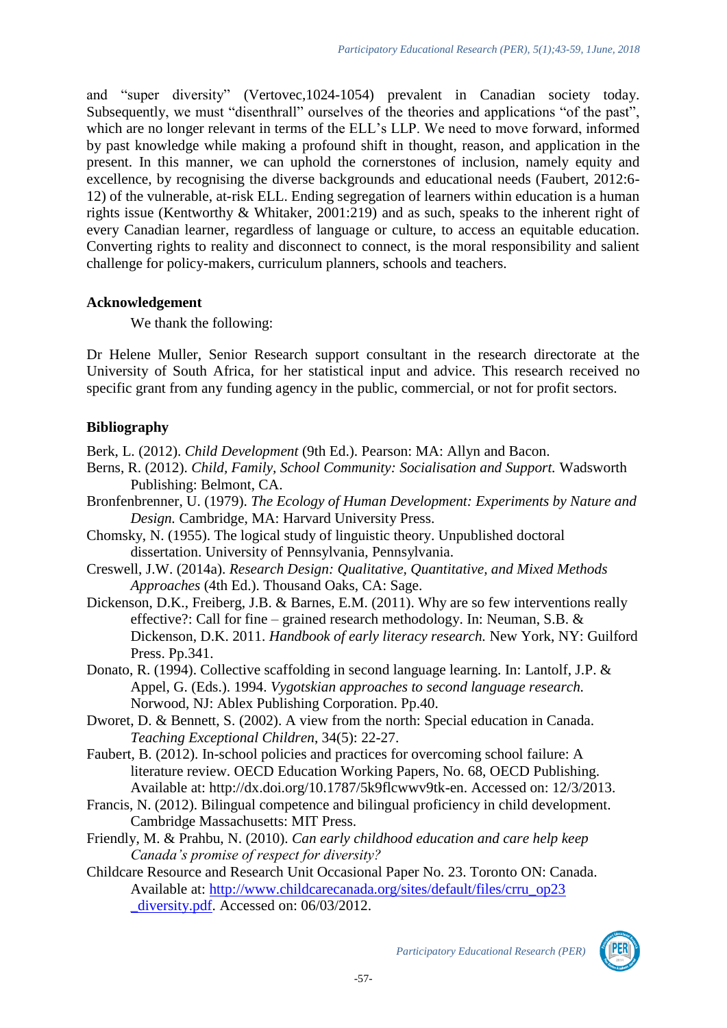and “super diversity” (Vertovec,1024-1054) prevalent in Canadian society today. Subsequently, we must “disenthrall” ourselves of the theories and applications “of the past”, which are no longer relevant in terms of the ELL’s LLP. We need to move forward, informed by past knowledge while making a profound shift in thought, reason, and application in the present. In this manner, we can uphold the cornerstones of inclusion, namely equity and excellence, by recognising the diverse backgrounds and educational needs (Faubert, 2012:6-12) of the vulnerable, at-risk ELL. Ending segregation of learners within education is a human rights issue (Kentworthy & Whitaker, 2001:219) and as such, speaks to the inherent right of every Canadian learner, regardless of language or culture, to access an equitable education. Converting rights to reality and disconnect to connect, is the moral responsibility and salient challenge for policy-makers, curriculum planners, schools and teachers.

### Acknowledgement

We thank the following:

Dr Helene Muller, Senior Research support consultant in the research directorate at the University of South Africa, for her statistical input and advice. This research received no specific grant from any funding agency in the public, commercial, or not for profit sectors.

### Bibliography

Berk, L. (2012). *Child Development* (9th Ed.). Pearson: MA: Allyn and Bacon.

Berns, R. (2012). *Child, Family, School Community: Socialisation and Support.* Wadsworth Publishing: Belmont, CA.

Bronfenbrenner, U. (1979). *The Ecology of Human Development: Experiments by Nature and Design.* Cambridge, MA: Harvard University Press.

Chomsky, N. (1955). The logical study of linguistic theory. Unpublished doctoral dissertation. University of Pennsylvania, Pennsylvania.

Creswell, J.W. (2014a). *Research Design: Qualitative, Quantitative, and Mixed Methods Approaches* (4th Ed.). Thousand Oaks, CA: Sage.

Dickenson, D.K., Freiberg, J.B. & Barnes, E.M. (2011). Why are so few interventions really effective?: Call for fine – grained research methodology. In: Neuman, S.B. & Dickenson, D.K. 2011. *Handbook of early literacy research.* New York, NY: Guilford Press. Pp.341.

Donato, R. (1994). Collective scaffolding in second language learning. In: Lantolf, J.P. & Appel, G. (Eds.). 1994. *Vygotskian approaches to second language research.* Norwood, NJ: Ablex Publishing Corporation. Pp.40.

Dworet, D. & Bennett, S. (2002). A view from the north: Special education in Canada. *Teaching Exceptional Children*, 34(5): 22-27.

Faubert, B. (2012). In-school policies and practices for overcoming school failure: A literature review. OECD Education Working Papers, No. 68, OECD Publishing. Available at: http://dx.doi.org/10.1787/5k9flcwwv9tk-en. Accessed on: 12/3/2013.

Francis, N. (2012). Bilingual competence and bilingual proficiency in child development. Cambridge Massachusetts: MIT Press.

Friendly, M. & Prahbu, N. (2010). *Can early childhood education and care help keep Canada’s promise of respect for diversity?*

Childcare Resource and Research Unit Occasional Paper No. 23. Toronto ON: Canada. Available at: [http://www.childcarecanada.org/sites/default/files/crru_op23_diversity.pdf](http://www.childcarecanada.org/sites/default/files/crru_op23_diversity.pdf). Accessed on: 06/03/2012.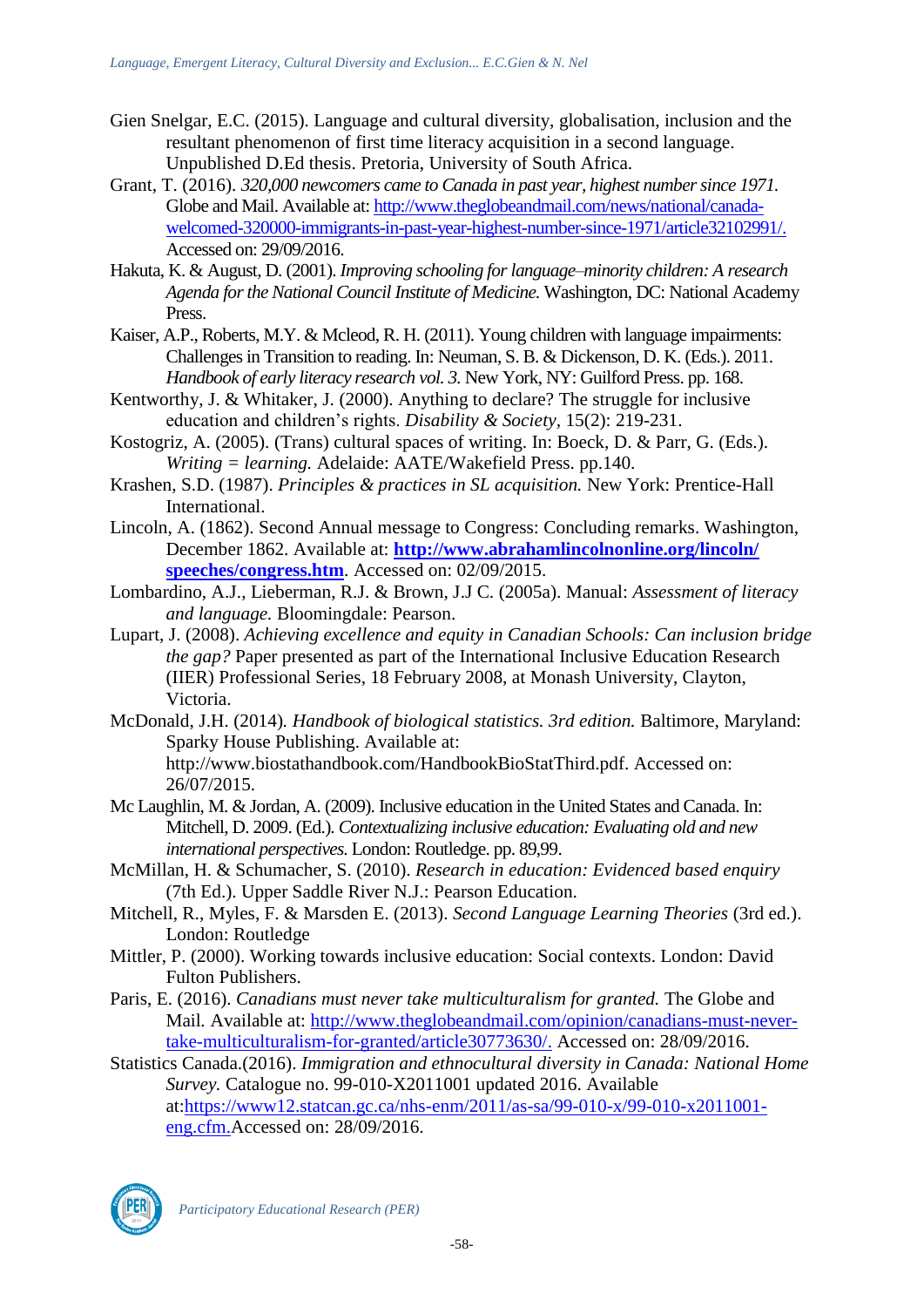Gien Snelgar, E.C. (2015). Language and cultural diversity, globalisation, inclusion and the resultant phenomenon of first time literacy acquisition in a second language. Unpublished D.Ed thesis. Pretoria, University of South Africa.

Grant, T. (2016). *320,000 newcomers came to Canada in past year, highest number since 1971.* Globe and Mail. Available at: http://www.theglobeandmail.com/news/national/canada-welcomed-320000-immigrants-in-past-year-highest-number-since-1971/article32102991/. Accessed on: 29/09/2016.

Hakuta, K. & August, D. (2001). *Improving schooling for language–minority children: A research Agenda for the National Council Institute of Medicine.* Washington, DC: National Academy Press.

Kaiser, A.P., Roberts, M.Y. & Mcleod, R. H. (2011). Young children with language impairments: Challenges in Transition to reading. In: Neuman, S. B. & Dickenson, D. K. (Eds.). 2011. *Handbook of early literacy research vol. 3.* New York, NY: Guilford Press. pp. 168.

Kentworthy, J. & Whitaker, J. (2000). Anything to declare? The struggle for inclusive education and children's rights. *Disability & Society*, 15(2): 219-231.

Kostogriz, A. (2005). (Trans) cultural spaces of writing. In: Boeck, D. & Parr, G. (Eds.). *Writing = learning.* Adelaide: AATE/Wakefield Press. pp.140.

Krashen, S.D. (1987). *Principles & practices in SL acquisition.* New York: Prentice-Hall International.

Lincoln, A. (1862). Second Annual message to Congress: Concluding remarks. Washington, December 1862. Available at: **http://www.abrahamlincolnonline.org/lincoln/speeches/congress.htm**. Accessed on: 02/09/2015.

Lombardino, A.J., Lieberman, R.J. & Brown, J.J C. (2005a). Manual: *Assessment of literacy and language.* Bloomingdale: Pearson.

Lupart, J. (2008). *Achieving excellence and equity in Canadian Schools: Can inclusion bridge the gap?* Paper presented as part of the International Inclusive Education Research (IIER) Professional Series, 18 February 2008, at Monash University, Clayton, Victoria.

McDonald, J.H. (2014). *Handbook of biological statistics. 3rd edition.* Baltimore, Maryland: Sparky House Publishing. Available at: http://www.biostathandbook.com/HandbookBioStatThird.pdf. Accessed on: 26/07/2015.

Mc Laughlin, M. & Jordan, A. (2009). Inclusive education in the United States and Canada. In: Mitchell, D. 2009. (Ed.). *Contextualizing inclusive education: Evaluating old and new international perspectives.* London: Routledge. pp. 89,99.

McMillan, H. & Schumacher, S. (2010). *Research in education: Evidenced based enquiry* (7th Ed.). Upper Saddle River N.J.: Pearson Education.

Mitchell, R., Myles, F. & Marsden E. (2013). *Second Language Learning Theories* (3rd ed.). London: Routledge

Mittler, P. (2000). Working towards inclusive education: Social contexts. London: David Fulton Publishers.

Paris, E. (2016). *Canadians must never take multiculturalism for granted.* The Globe and Mail. Available at: http://www.theglobeandmail.com/opinion/canadians-must-never-take-multiculturalism-for-granted/article30773630/. Accessed on: 28/09/2016.

Statistics Canada.(2016). *Immigration and ethnocultural diversity in Canada: National Home Survey.* Catalogue no. 99-010-X2011001 updated 2016. Available at:https://www12.statcan.gc.ca/nhs-enm/2011/as-sa/99-010-x/99-010-x2011001-eng.cfm.Accessed on: 28/09/2016.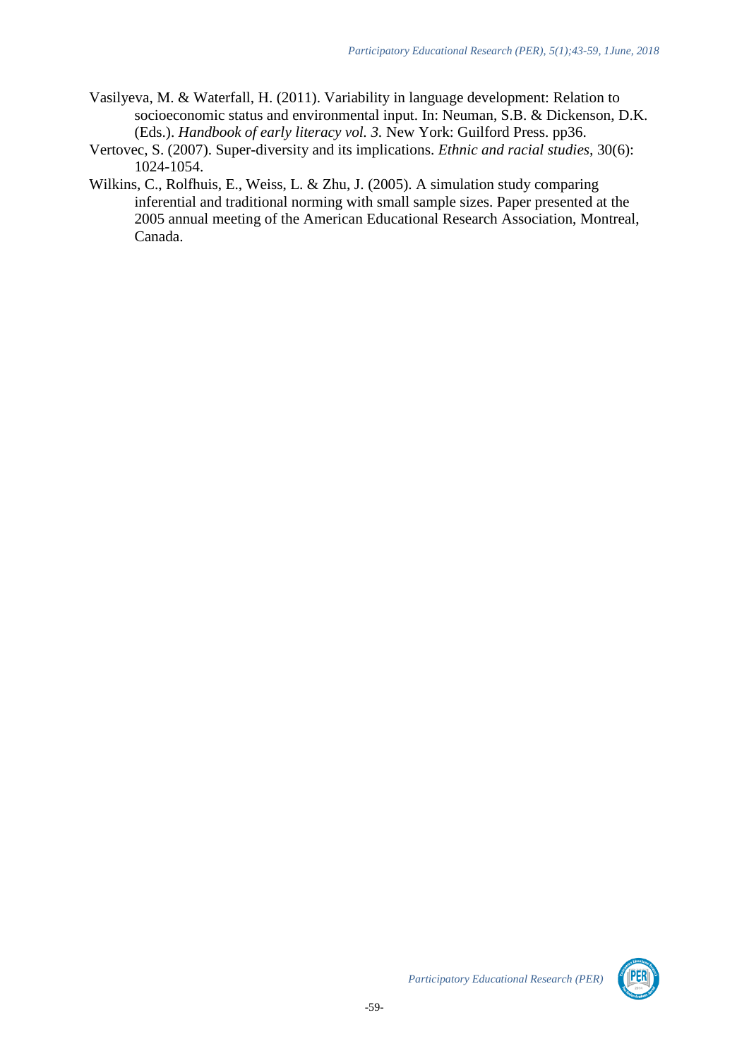Vasilyeva, M. & Waterfall, H. (2011). Variability in language development: Relation to socioeconomic status and environmental input. In: Neuman, S.B. & Dickenson, D.K. (Eds.). *Handbook of early literacy vol. 3.* New York: Guilford Press. pp36.

Vertovec, S. (2007). Super-diversity and its implications. *Ethnic and racial studies,* 30(6): 1024-1054.

Wilkins, C., Rolfhuis, E., Weiss, L. & Zhu, J. (2005). A simulation study comparing inferential and traditional norming with small sample sizes. Paper presented at the 2005 annual meeting of the American Educational Research Association, Montreal, Canada.